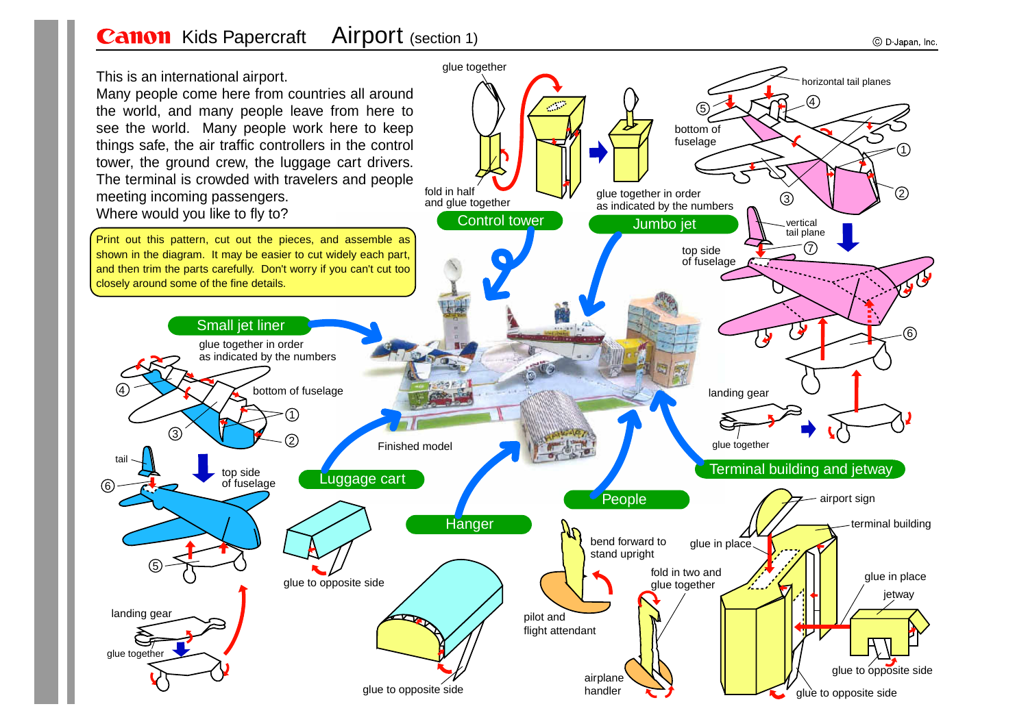# Canon Kids Papercraft — Airport (section 1)

© D-Japan, Inc.

This is an international airport.
Many people come here from countries all around the world, and many people leave from here to see the world. Many people work here to keep things safe, the air traffic controllers in the control tower, the ground crew, the luggage cart drivers. The terminal is crowded with travelers and people meeting incoming passengers.
Where would you like to fly to?

Print out this pattern, cut out the pieces, and assemble as shown in the diagram. It may be easier to cut widely each part, and then trim the parts carefully. Don't worry if you can't cut too closely around some of the fine details.

## Control tower

glue together

fold in half and glue together

## Jumbo jet

glue together in order as indicated by the numbers

horizontal tail planes

bottom of fuselage

vertical tail plane

top side of fuselage

landing gear

glue together

## Small jet liner

glue together in order as indicated by the numbers

bottom of fuselage

tail

top side of fuselage

landing gear

glue together

Finished model

## Luggage cart

glue to opposite side

## Hanger

glue to opposite side

## People

bend forward to stand upright

pilot and flight attendant

fold in two and glue together

airplane handler

## Terminal building and jetway

airport sign

terminal building

glue in place

glue in place

jetway

glue to opposite side

glue to opposite side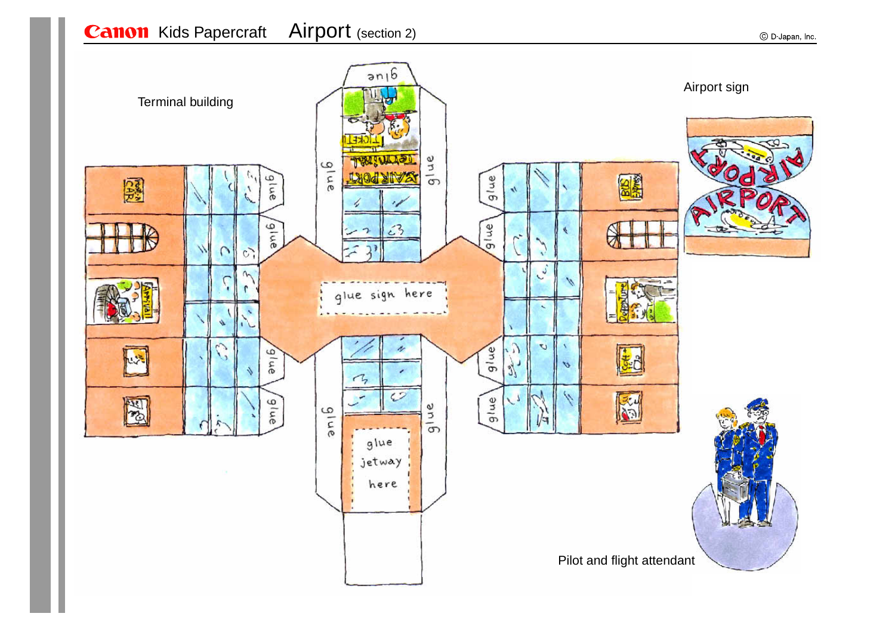# Canon Kids Papercraft Airport (section 2)

© D-Japan, Inc.

Terminal building

glue

glue

glue

glue

glue

glue

glue

glue

glue

glue

glue

glue

glue

glue sign here

glue jetway here

Airport sign

Pilot and flight attendant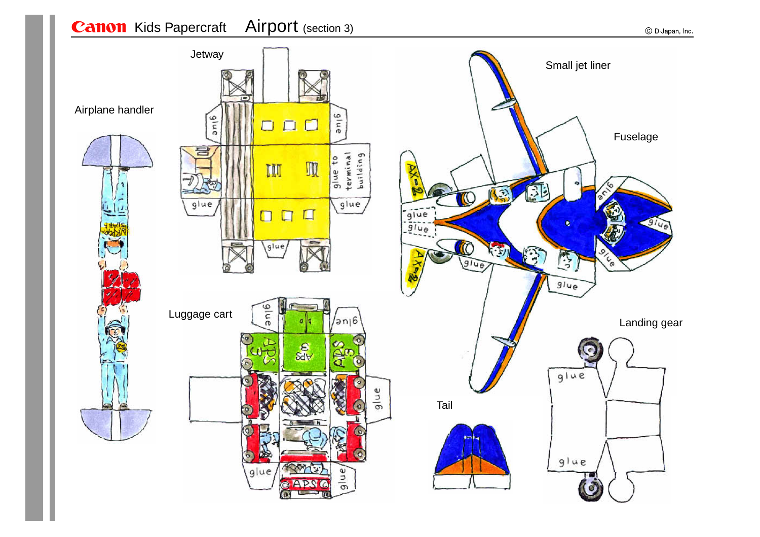# Canon Kids Papercraft Airport (section 3)

© D-Japan, Inc.

Airplane handler

Jetway

glue

glue

glue to terminal building

glue

glue

glue

Luggage cart

glue

glue

glue

glue

glue

Small jet liner

Fuselage

glue

glue

glue

glue

glue

glue

glue

Landing gear

glue

glue

Tail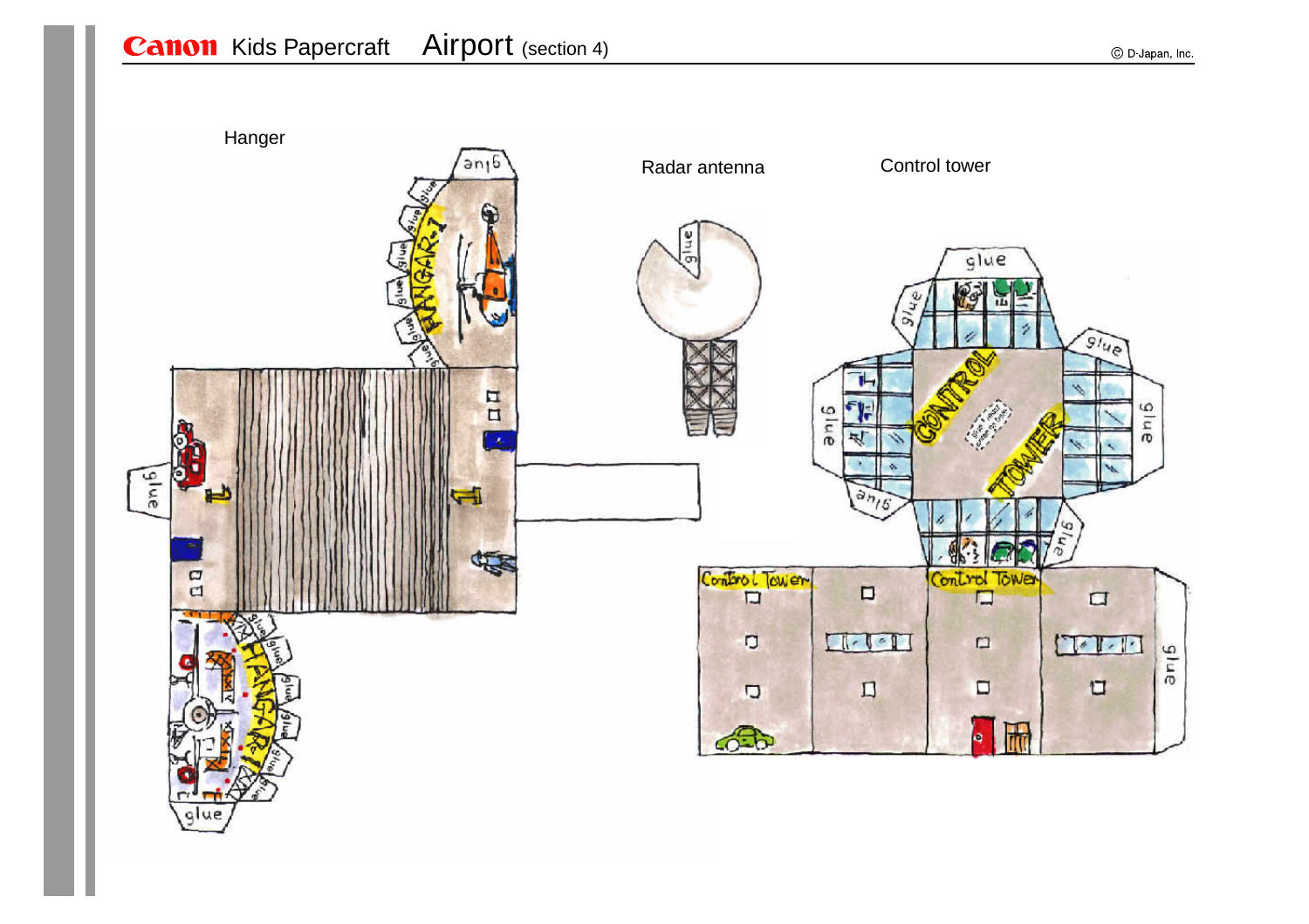# Canon Kids Papercraft Airport (section 4)

Hanger

Radar antenna

Control tower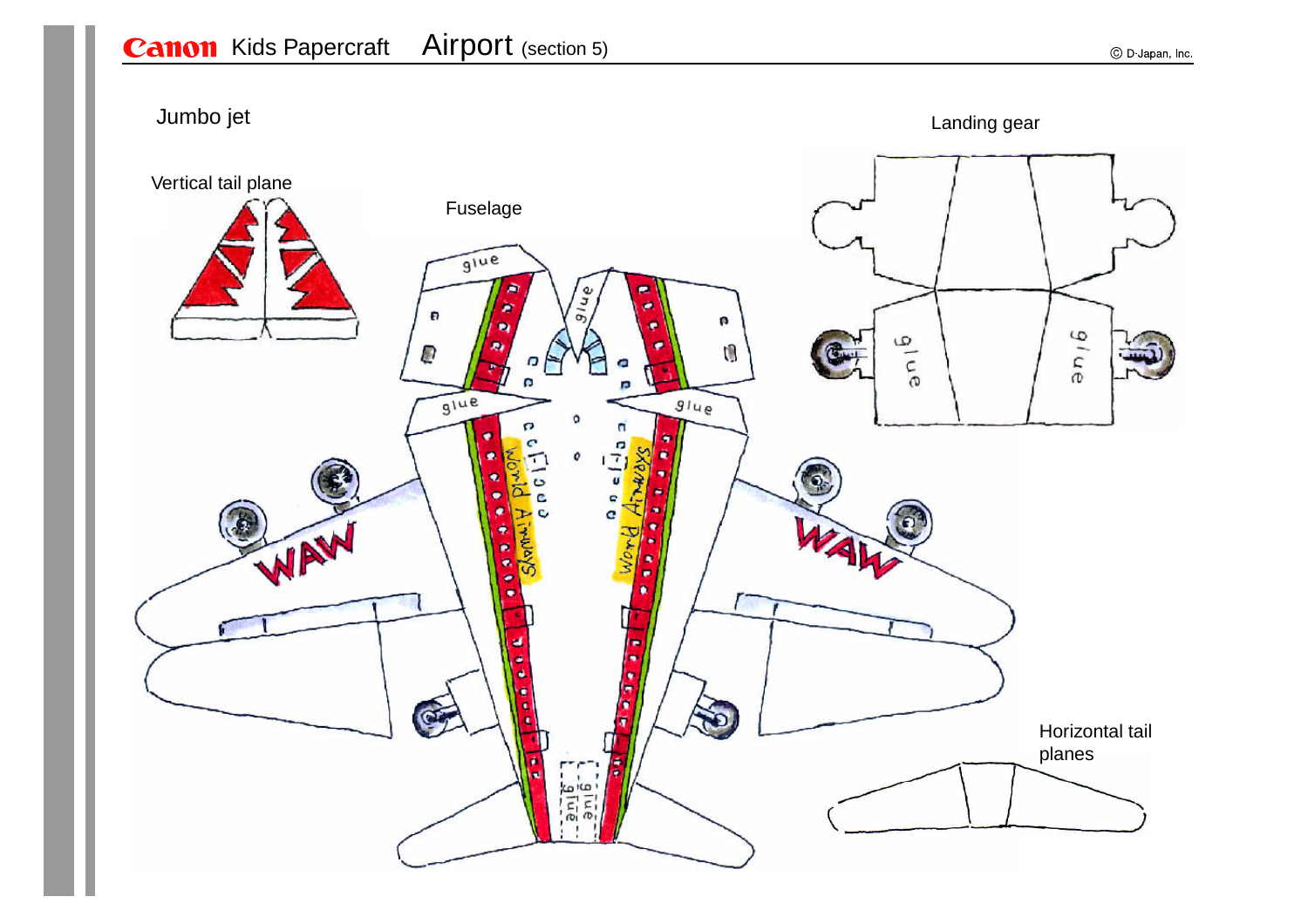Canon Kids Papercraft Airport (section 5)

© D-Japan, Inc.

## Jumbo jet

Vertical tail plane

Fuselage

glue

glue

glue

glue

World Airways

World Airways

WAW

WAW

glue

glue

Landing gear

glue

glue

Horizontal tail planes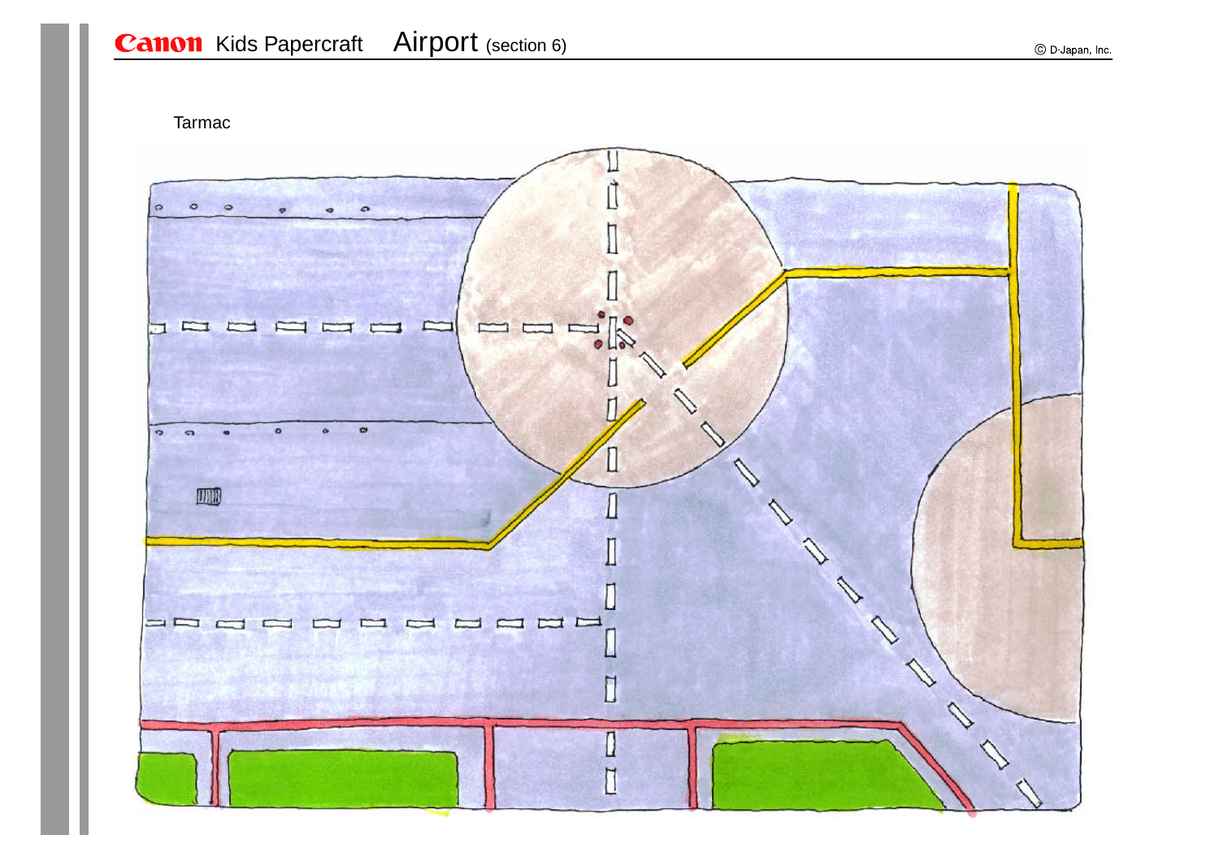Tarmac